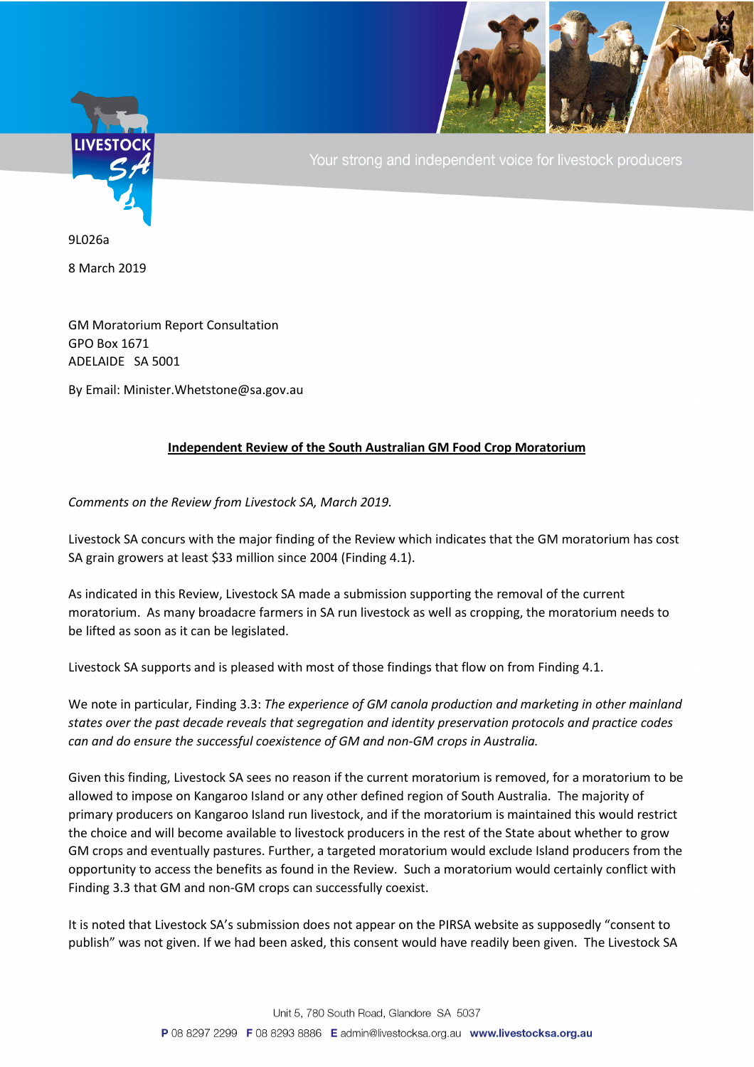9L026a

8 March 2019

GM Moratorium Report Consultation
GPO Box 1671
ADELAIDE SA 5001

By Email: Minister.Whetstone@sa.gov.au

**Independent Review of the South Australian GM Food Crop Moratorium**

*Comments on the Review from Livestock SA, March 2019.*

Livestock SA concurs with the major finding of the Review which indicates that the GM moratorium has cost SA grain growers at least $33 million since 2004 (Finding 4.1).

As indicated in this Review, Livestock SA made a submission supporting the removal of the current moratorium. As many broadacre farmers in SA run livestock as well as cropping, the moratorium needs to be lifted as soon as it can be legislated.

Livestock SA supports and is pleased with most of those findings that flow on from Finding 4.1.

We note in particular, Finding 3.3: *The experience of GM canola production and marketing in other mainland states over the past decade reveals that segregation and identity preservation protocols and practice codes can and do ensure the successful coexistence of GM and non-GM crops in Australia.*

Given this finding, Livestock SA sees no reason if the current moratorium is removed, for a moratorium to be allowed to impose on Kangaroo Island or any other defined region of South Australia. The majority of primary producers on Kangaroo Island run livestock, and if the moratorium is maintained this would restrict the choice and will become available to livestock producers in the rest of the State about whether to grow GM crops and eventually pastures. Further, a targeted moratorium would exclude Island producers from the opportunity to access the benefits as found in the Review. Such a moratorium would certainly conflict with Finding 3.3 that GM and non-GM crops can successfully coexist.

It is noted that Livestock SA's submission does not appear on the PIRSA website as supposedly "consent to publish" was not given. If we had been asked, this consent would have readily been given. The Livestock SA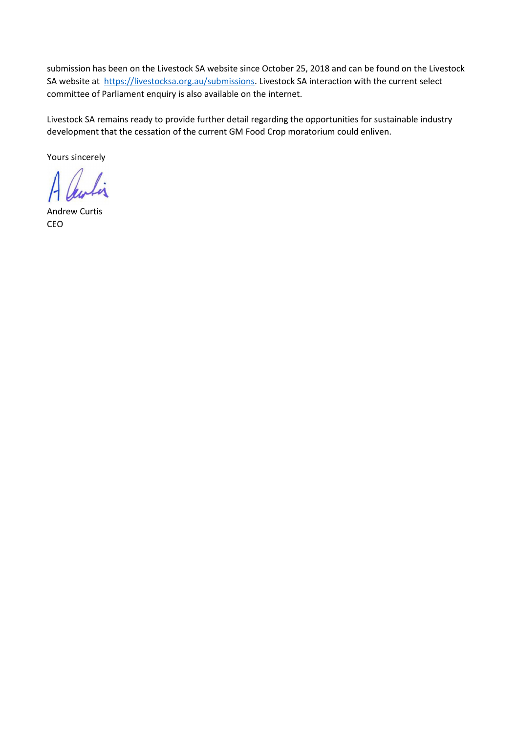submission has been on the Livestock SA website since October 25, 2018 and can be found on the Livestock SA website at [https://livestocksa.org.au/submissions](https://livestocksa.org.au/submissions). Livestock SA interaction with the current select committee of Parliament enquiry is also available on the internet.

Livestock SA remains ready to provide further detail regarding the opportunities for sustainable industry development that the cessation of the current GM Food Crop moratorium could enliven.

Yours sincerely

Andrew Curtis
CEO